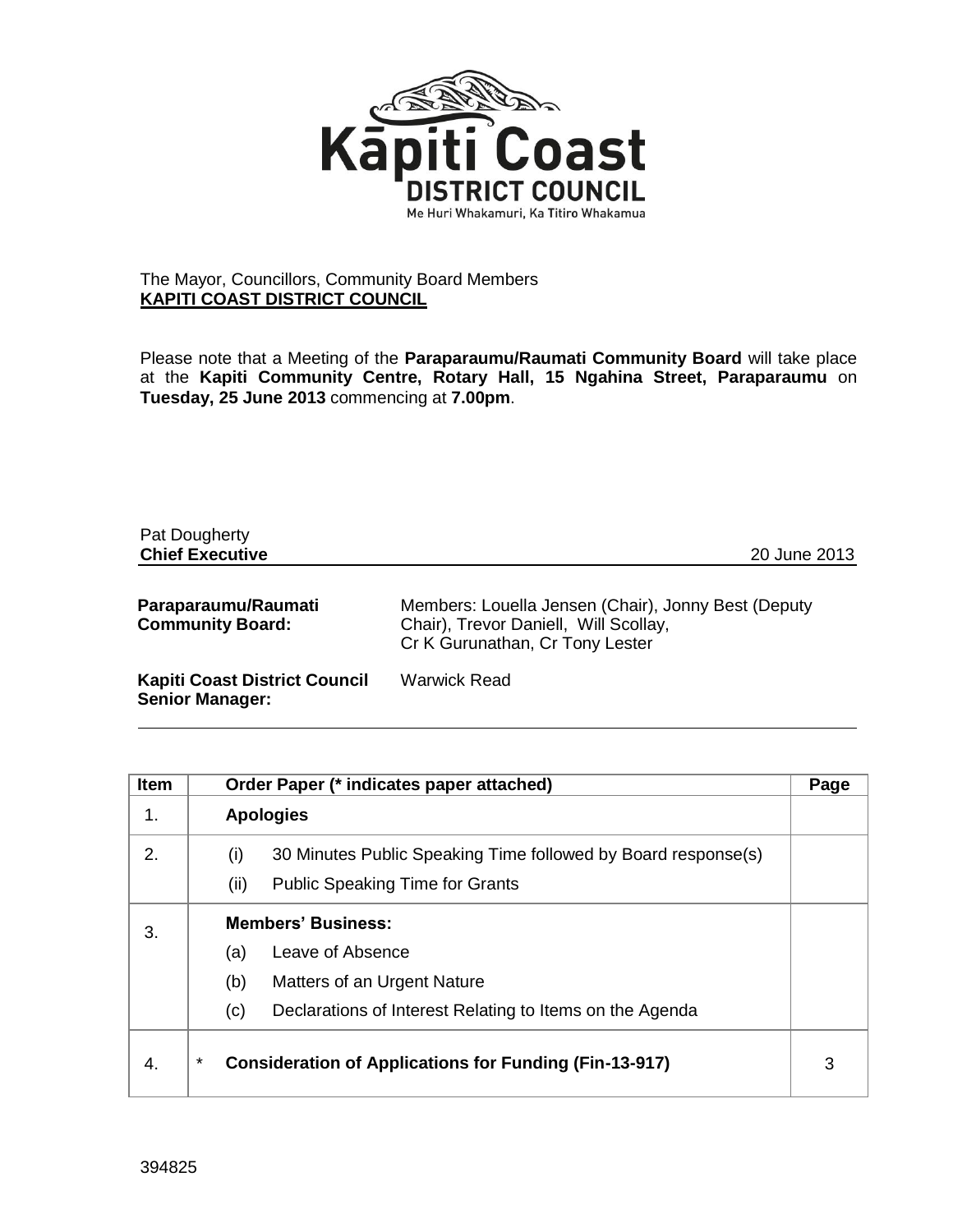The Mayor, Councillors, Community Board Members
**KAPITI COAST DISTRICT COUNCIL**

Please note that a Meeting of the **Paraparaumu/Raumati Community Board** will take place at the **Kapiti Community Centre, Rotary Hall, 15 Ngahina Street, Paraparaumu** on **Tuesday, 25 June 2013** commencing at **7.00pm**.

Pat Dougherty
**Chief Executive** 20 June 2013

| | |
|---|---|
| **Paraparaumu/Raumati Community Board:** | Members: Louella Jensen (Chair), Jonny Best (Deputy Chair), Trevor Daniell, Will Scollay, Cr K Gurunathan, Cr Tony Lester |
| **Kapiti Coast District Council Senior Manager:** | Warwick Read |

| Item | Order Paper (* indicates paper attached) | Page |
|---|---|---|
| 1. | **Apologies** | |
| 2. | (i) 30 Minutes Public Speaking Time followed by Board response(s)<br>(ii) Public Speaking Time for Grants | |
| 3. | **Members' Business:**<br>(a) Leave of Absence<br>(b) Matters of an Urgent Nature<br>(c) Declarations of Interest Relating to Items on the Agenda | |
| 4. | * **Consideration of Applications for Funding (Fin-13-917)** | 3 |

394825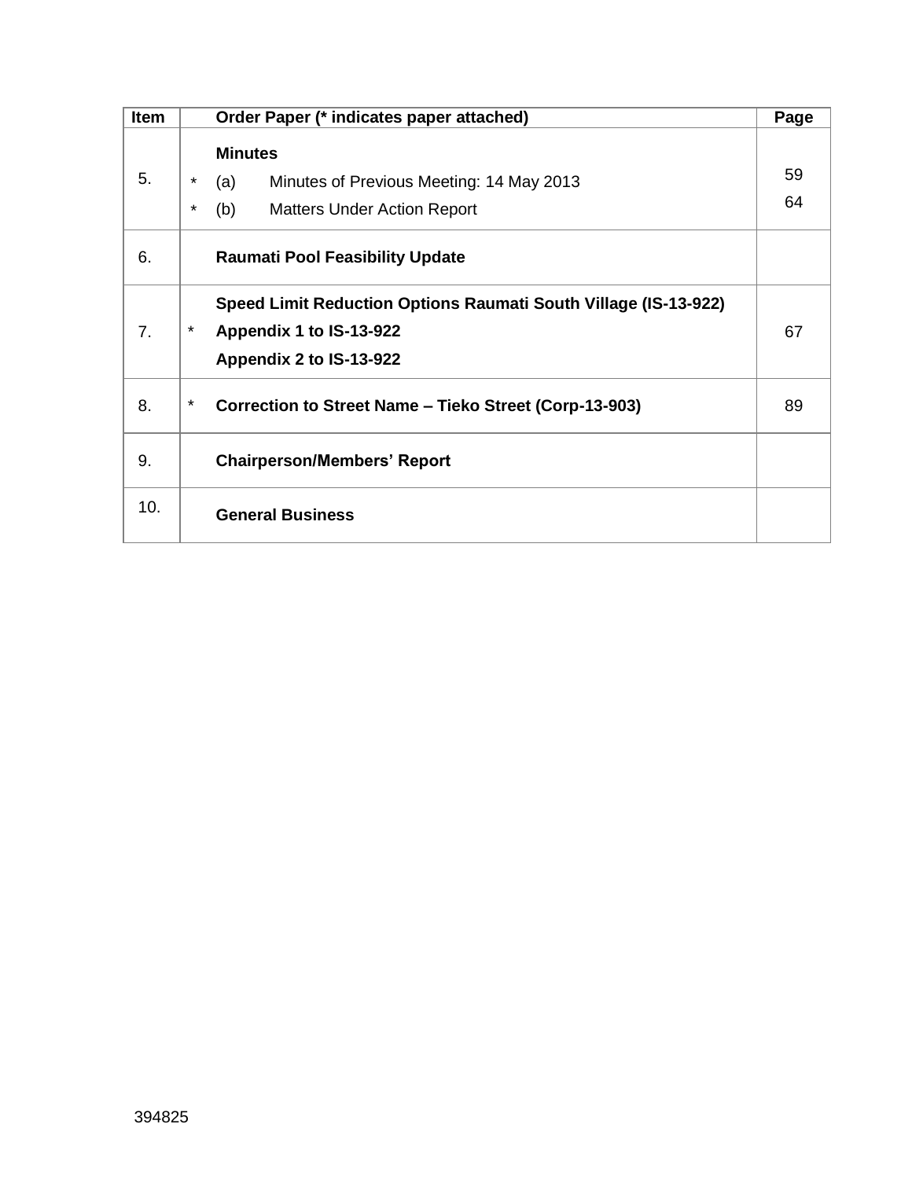| Item | | Order Paper (* indicates paper attached) | Page |
|---|---|---|---|
| 5. | | **Minutes** | |
| | * | (a) Minutes of Previous Meeting: 14 May 2013 | 59 |
| | * | (b) Matters Under Action Report | 64 |
| 6. | | **Raumati Pool Feasibility Update** | |
| 7. | | **Speed Limit Reduction Options Raumati South Village (IS-13-922)** | |
| | * | **Appendix 1 to IS-13-922** | 67 |
| | | **Appendix 2 to IS-13-922** | |
| 8. | * | **Correction to Street Name – Tieko Street (Corp-13-903)** | 89 |
| 9. | | **Chairperson/Members' Report** | |
| 10. | | **General Business** | |

394825